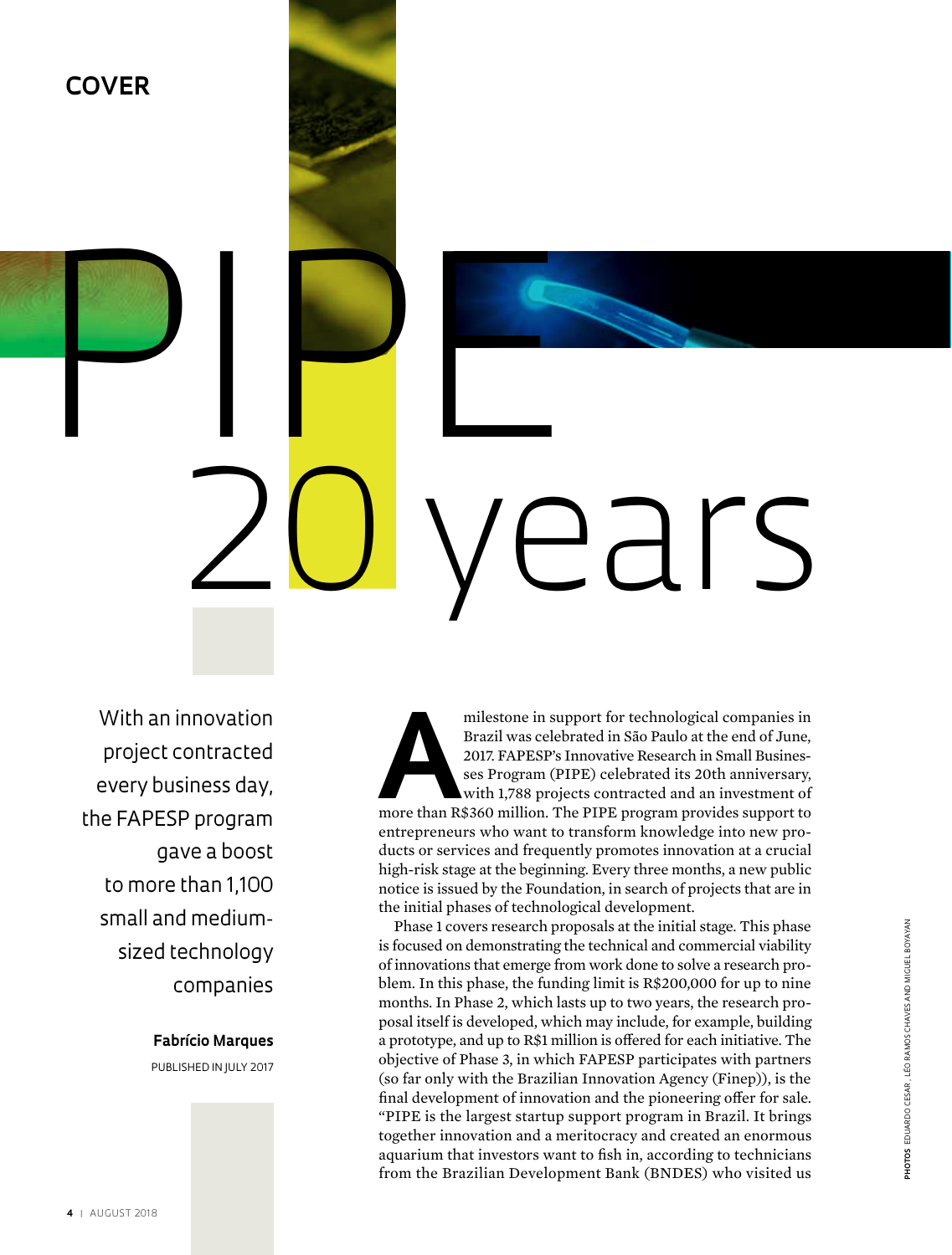COVER

# PIPE 20 years

With an innovation project contracted every business day, the FAPESP program gave a boost to more than 1,100 small and medium-sized technology companies

**Fabrício Marques**

PUBLISHED IN JULY 2017

A milestone in support for technological companies in Brazil was celebrated in São Paulo at the end of June, 2017. FAPESP's Innovative Research in Small Businesses Program (PIPE) celebrated its 20th anniversary, with 1,788 projects contracted and an investment of more than R$360 million. The PIPE program provides support to entrepreneurs who want to transform knowledge into new products or services and frequently promotes innovation at a crucial high-risk stage at the beginning. Every three months, a new public notice is issued by the Foundation, in search of projects that are in the initial phases of technological development.

Phase 1 covers research proposals at the initial stage. This phase is focused on demonstrating the technical and commercial viability of innovations that emerge from work done to solve a research problem. In this phase, the funding limit is R$200,000 for up to nine months. In Phase 2, which lasts up to two years, the research proposal itself is developed, which may include, for example, building a prototype, and up to R$1 million is offered for each initiative. The objective of Phase 3, in which FAPESP participates with partners (so far only with the Brazilian Innovation Agency (Finep)), is the final development of innovation and the pioneering offer for sale. "PIPE is the largest startup support program in Brazil. It brings together innovation and a meritocracy and created an enormous aquarium that investors want to fish in, according to technicians from the Brazilian Development Bank (BNDES) who visited us

PHOTOS EDUARDO CESAR , LÉO RAMOS CHAVES AND MIGUEL BOYAYAN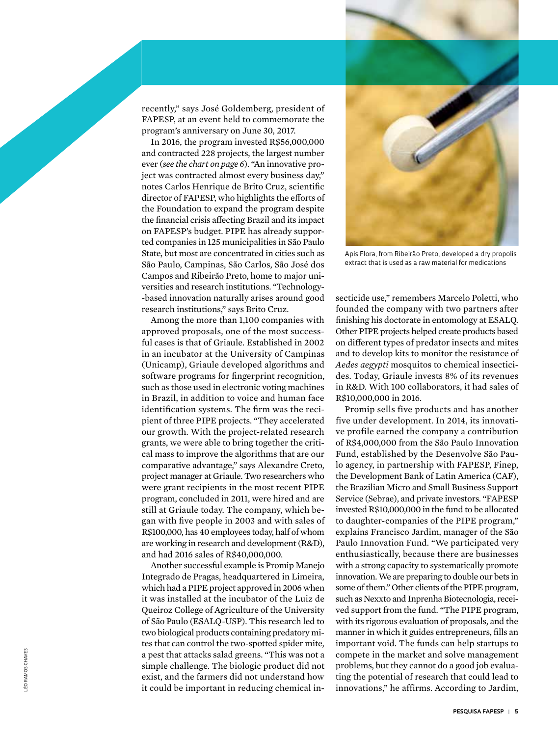recently," says José Goldemberg, president of FAPESP, at an event held to commemorate the program's anniversary on June 30, 2017.

In 2016, the program invested R$56,000,000 and contracted 228 projects, the largest number ever (*see the chart on page 6*). "An innovative project was contracted almost every business day," notes Carlos Henrique de Brito Cruz, scientific director of FAPESP, who highlights the efforts of the Foundation to expand the program despite the financial crisis affecting Brazil and its impact on FAPESP's budget. PIPE has already supported companies in 125 municipalities in São Paulo State, but most are concentrated in cities such as São Paulo, Campinas, São Carlos, São José dos Campos and Ribeirão Preto, home to major universities and research institutions. "Technology-based innovation naturally arises around good research institutions," says Brito Cruz.

Among the more than 1,100 companies with approved proposals, one of the most successful cases is that of Griaule. Established in 2002 in an incubator at the University of Campinas (Unicamp), Griaule developed algorithms and software programs for fingerprint recognition, such as those used in electronic voting machines in Brazil, in addition to voice and human face identification systems. The firm was the recipient of three PIPE projects. "They accelerated our growth. With the project-related research grants, we were able to bring together the critical mass to improve the algorithms that are our comparative advantage," says Alexandre Creto, project manager at Griaule. Two researchers who were grant recipients in the most recent PIPE program, concluded in 2011, were hired and are still at Griaule today. The company, which began with five people in 2003 and with sales of R$100,000, has 40 employees today, half of whom are working in research and development (R&D), and had 2016 sales of R$40,000,000.

Another successful example is Promip Manejo Integrado de Pragas, headquartered in Limeira, which had a PIPE project approved in 2006 when it was installed at the incubator of the Luiz de Queiroz College of Agriculture of the University of São Paulo (ESALQ-USP). This research led to two biological products containing predatory mites that can control the two-spotted spider mite, a pest that attacks salad greens. "This was not a simple challenge. The biologic product did not exist, and the farmers did not understand how it could be important in reducing chemical insecticide use," remembers Marcelo Poletti, who founded the company with two partners after finishing his doctorate in entomology at ESALQ. Other PIPE projects helped create products based on different types of predator insects and mites and to develop kits to monitor the resistance of *Aedes aegypti* mosquitos to chemical insecticides. Today, Griaule invests 8% of its revenues in R&D. With 100 collaborators, it had sales of R$10,000,000 in 2016.

Apis Flora, from Ribeirão Preto, developed a dry propolis extract that is used as a raw material for medications

Promip sells five products and has another five under development. In 2014, its innovative profile earned the company a contribution of R$4,000,000 from the São Paulo Innovation Fund, established by the Desenvolve São Paulo agency, in partnership with FAPESP, Finep, the Development Bank of Latin America (CAF), the Brazilian Micro and Small Business Support Service (Sebrae), and private investors. "FAPESP invested R$10,000,000 in the fund to be allocated to daughter-companies of the PIPE program," explains Francisco Jardim, manager of the São Paulo Innovation Fund. "We participated very enthusiastically, because there are businesses with a strong capacity to systematically promote innovation. We are preparing to double our bets in some of them." Other clients of the PIPE program, such as Nexxto and Inprenha Biotecnologia, received support from the fund. "The PIPE program, with its rigorous evaluation of proposals, and the manner in which it guides entrepreneurs, fills an important void. The funds can help startups to compete in the market and solve management problems, but they cannot do a good job evaluating the potential of research that could lead to innovations," he affirms. According to Jardim,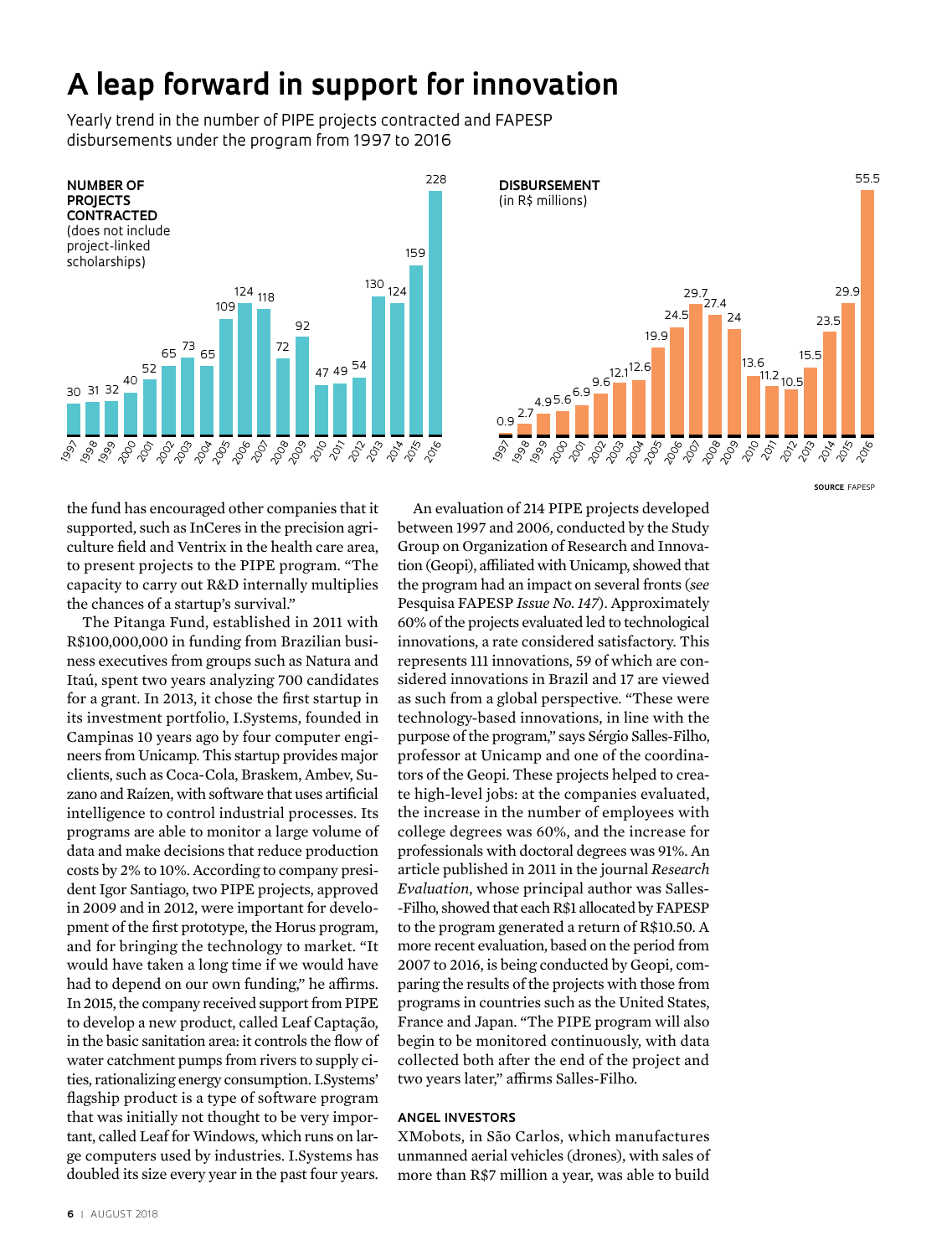# A leap forward in support for innovation

Yearly trend in the number of PIPE projects contracted and FAPESP disbursements under the program from 1997 to 2016

**NUMBER OF PROJECTS CONTRACTED** (does not include project-linked scholarships)

| Year | Projects |
|---|---|
| 1997 | 30 |
| 1998 | 31 |
| 1999 | 32 |
| 2000 | 40 |
| 2001 | 52 |
| 2002 | 65 |
| 2003 | 73 |
| 2004 | 65 |
| 2005 | 109 |
| 2006 | 124 |
| 2007 | 118 |
| 2008 | 72 |
| 2009 | 92 |
| 2010 | 47 |
| 2011 | 49 |
| 2012 | 54 |
| 2013 | 130 |
| 2014 | 124 |
| 2015 | 159 |
| 2016 | 228 |

**DISBURSEMENT** (in R$ millions)

| Year | Disbursement |
|---|---|
| 1997 | 0.9 |
| 1998 | 2.7 |
| 1999 | 4.9 |
| 2000 | 5.6 |
| 2001 | 6.9 |
| 2002 | 9.6 |
| 2003 | 12.1 |
| 2004 | 12.6 |
| 2005 | 19.9 |
| 2006 | 24.5 |
| 2007 | 29.7 |
| 2008 | 27.4 |
| 2009 | 24 |
| 2010 | 13.6 |
| 2011 | 11.2 |
| 2012 | 10.5 |
| 2013 | 15.5 |
| 2014 | 23.5 |
| 2015 | 29.9 |
| 2016 | 55.5 |

**SOURCE** FAPESP

the fund has encouraged other companies that it supported, such as InCeres in the precision agriculture field and Ventrix in the health care area, to present projects to the PIPE program. "The capacity to carry out R&D internally multiplies the chances of a startup's survival."

The Pitanga Fund, established in 2011 with R$100,000,000 in funding from Brazilian business executives from groups such as Natura and Itaú, spent two years analyzing 700 candidates for a grant. In 2013, it chose the first startup in its investment portfolio, I.Systems, founded in Campinas 10 years ago by four computer engineers from Unicamp. This startup provides major clients, such as Coca-Cola, Braskem, Ambev, Suzano and Raízen, with software that uses artificial intelligence to control industrial processes. Its programs are able to monitor a large volume of data and make decisions that reduce production costs by 2% to 10%. According to company president Igor Santiago, two PIPE projects, approved in 2009 and in 2012, were important for development of the first prototype, the Horus program, and for bringing the technology to market. "It would have taken a long time if we would have had to depend on our own funding," he affirms. In 2015, the company received support from PIPE to develop a new product, called Leaf Captação, in the basic sanitation area: it controls the flow of water catchment pumps from rivers to supply cities, rationalizing energy consumption. I.Systems' flagship product is a type of software program that was initially not thought to be very important, called Leaf for Windows, which runs on large computers used by industries. I.Systems has doubled its size every year in the past four years.

An evaluation of 214 PIPE projects developed between 1997 and 2006, conducted by the Study Group on Organization of Research and Innovation (Geopi), affiliated with Unicamp, showed that the program had an impact on several fronts (*see* Pesquisa FAPESP *Issue No. 147*). Approximately 60% of the projects evaluated led to technological innovations, a rate considered satisfactory. This represents 111 innovations, 59 of which are considered innovations in Brazil and 17 are viewed as such from a global perspective. "These were technology-based innovations, in line with the purpose of the program," says Sérgio Salles-Filho, professor at Unicamp and one of the coordinators of the Geopi. These projects helped to create high-level jobs: at the companies evaluated, the increase in the number of employees with college degrees was 60%, and the increase for professionals with doctoral degrees was 91%. An article published in 2011 in the journal *Research Evaluation*, whose principal author was Salles-Filho, showed that each R$1 allocated by FAPESP to the program generated a return of R$10.50. A more recent evaluation, based on the period from 2007 to 2016, is being conducted by Geopi, comparing the results of the projects with those from programs in countries such as the United States, France and Japan. "The PIPE program will also begin to be monitored continuously, with data collected both after the end of the project and two years later," affirms Salles-Filho.

## ANGEL INVESTORS

XMobots, in São Carlos, which manufactures unmanned aerial vehicles (drones), with sales of more than R$7 million a year, was able to build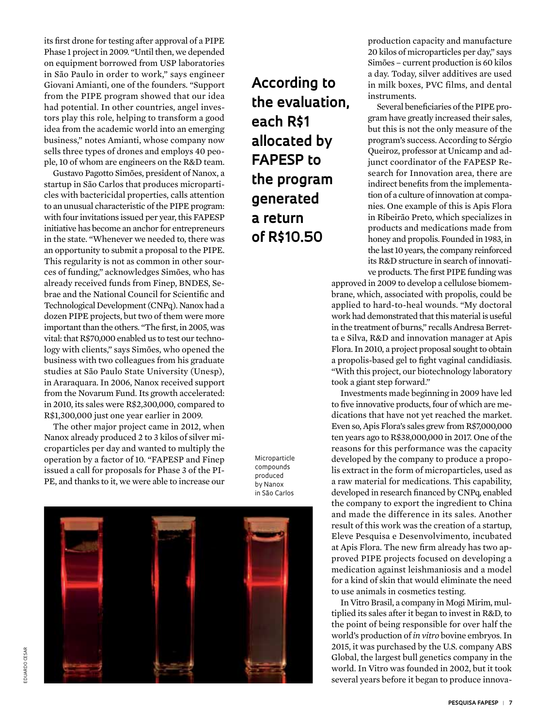its first drone for testing after approval of a PIPE Phase 1 project in 2009. "Until then, we depended on equipment borrowed from USP laboratories in São Paulo in order to work," says engineer Giovani Amianti, one of the founders. "Support from the PIPE program showed that our idea had potential. In other countries, angel investors play this role, helping to transform a good idea from the academic world into an emerging business," notes Amianti, whose company now sells three types of drones and employs 40 people, 10 of whom are engineers on the R&D team.

Gustavo Pagotto Simões, president of Nanox, a startup in São Carlos that produces microparticles with bactericidal properties, calls attention to an unusual characteristic of the PIPE program: with four invitations issued per year, this FAPESP initiative has become an anchor for entrepreneurs in the state. "Whenever we needed to, there was an opportunity to submit a proposal to the PIPE. This regularity is not as common in other sources of funding," acknowledges Simões, who has already received funds from Finep, BNDES, Sebrae and the National Council for Scientific and Technological Development (CNPq). Nanox had a dozen PIPE projects, but two of them were more important than the others. "The first, in 2005, was vital: that R$70,000 enabled us to test our technology with clients," says Simões, who opened the business with two colleagues from his graduate studies at São Paulo State University (Unesp), in Araraquara. In 2006, Nanox received support from the Novarum Fund. Its growth accelerated: in 2010, its sales were R$2,300,000, compared to R$1,300,000 just one year earlier in 2009.

The other major project came in 2012, when Nanox already produced 2 to 3 kilos of silver microparticles per day and wanted to multiply the operation by a factor of 10. "FAPESP and Finep issued a call for proposals for Phase 3 of the PIPE, and thanks to it, we were able to increase our production capacity and manufacture 20 kilos of microparticles per day," says Simões – current production is 60 kilos a day. Today, silver additives are used in milk boxes, PVC films, and dental instruments.

**According to the evaluation, each R$1 allocated by FAPESP to the program generated a return of R$10.50**

Microparticle compounds produced by Nanox in São Carlos

Several beneficiaries of the PIPE program have greatly increased their sales, but this is not the only measure of the program's success. According to Sérgio Queiroz, professor at Unicamp and adjunct coordinator of the FAPESP Research for Innovation area, there are indirect benefits from the implementation of a culture of innovation at companies. One example of this is Apis Flora in Ribeirão Preto, which specializes in products and medications made from honey and propolis. Founded in 1983, in the last 10 years, the company reinforced its R&D structure in search of innovative products. The first PIPE funding was approved in 2009 to develop a cellulose biomembrane, which, associated with propolis, could be applied to hard-to-heal wounds. "My doctoral work had demonstrated that this material is useful in the treatment of burns," recalls Andresa Berretta e Silva, R&D and innovation manager at Apis Flora. In 2010, a project proposal sought to obtain a propolis-based gel to fight vaginal candidiasis. "With this project, our biotechnology laboratory took a giant step forward."

Investments made beginning in 2009 have led to five innovative products, four of which are medications that have not yet reached the market. Even so, Apis Flora's sales grew from R$7,000,000 ten years ago to R$38,000,000 in 2017. One of the reasons for this performance was the capacity developed by the company to produce a propolis extract in the form of microparticles, used as a raw material for medications. This capability, developed in research financed by CNPq, enabled the company to export the ingredient to China and made the difference in its sales. Another result of this work was the creation of a startup, Eleve Pesquisa e Desenvolvimento, incubated at Apis Flora. The new firm already has two approved PIPE projects focused on developing a medication against leishmaniosis and a model for a kind of skin that would eliminate the need to use animals in cosmetics testing.

In Vitro Brasil, a company in Mogi Mirim, multiplied its sales after it began to invest in R&D, to the point of being responsible for over half the world's production of *in vitro* bovine embryos. In 2015, it was purchased by the U.S. company ABS Global, the largest bull genetics company in the world. In Vitro was founded in 2002, but it took several years before it began to produce innova-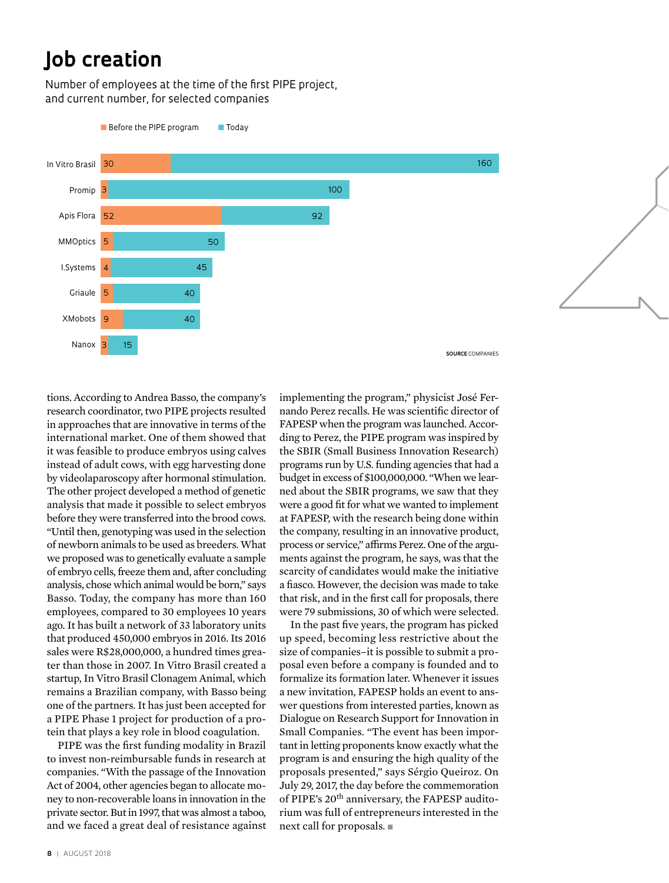## Job creation

Number of employees at the time of the first PIPE project, and current number, for selected companies

| Company | Before the PIPE program | Today |
|---|---|---|
| In Vitro Brasil | 30 | 160 |
| Promip | 3 | 100 |
| Apis Flora | 52 | 92 |
| MMOptics | 5 | 50 |
| I.Systems | 4 | 45 |
| Griaule | 5 | 40 |
| XMobots | 9 | 40 |
| Nanox | 3 | 15 |

**SOURCE** COMPANIES

tions. According to Andrea Basso, the company's research coordinator, two PIPE projects resulted in approaches that are innovative in terms of the international market. One of them showed that it was feasible to produce embryos using calves instead of adult cows, with egg harvesting done by videolaparoscopy after hormonal stimulation. The other project developed a method of genetic analysis that made it possible to select embryos before they were transferred into the brood cows. "Until then, genotyping was used in the selection of newborn animals to be used as breeders. What we proposed was to genetically evaluate a sample of embryo cells, freeze them and, after concluding analysis, chose which animal would be born," says Basso. Today, the company has more than 160 employees, compared to 30 employees 10 years ago. It has built a network of 33 laboratory units that produced 450,000 embryos in 2016. Its 2016 sales were R$28,000,000, a hundred times greater than those in 2007. In Vitro Brasil created a startup, In Vitro Brasil Clonagem Animal, which remains a Brazilian company, with Basso being one of the partners. It has just been accepted for a PIPE Phase 1 project for production of a protein that plays a key role in blood coagulation.

PIPE was the first funding modality in Brazil to invest non-reimbursable funds in research at companies. "With the passage of the Innovation Act of 2004, other agencies began to allocate money to non-recoverable loans in innovation in the private sector. But in 1997, that was almost a taboo, and we faced a great deal of resistance against implementing the program," physicist José Fernando Perez recalls. He was scientific director of FAPESP when the program was launched. According to Perez, the PIPE program was inspired by the SBIR (Small Business Innovation Research) programs run by U.S. funding agencies that had a budget in excess of $100,000,000. "When we learned about the SBIR programs, we saw that they were a good fit for what we wanted to implement at FAPESP, with the research being done within the company, resulting in an innovative product, process or service," affirms Perez. One of the arguments against the program, he says, was that the scarcity of candidates would make the initiative a fiasco. However, the decision was made to take that risk, and in the first call for proposals, there were 79 submissions, 30 of which were selected.

In the past five years, the program has picked up speed, becoming less restrictive about the size of companies–it is possible to submit a proposal even before a company is founded and to formalize its formation later. Whenever it issues a new invitation, FAPESP holds an event to answer questions from interested parties, known as Dialogue on Research Support for Innovation in Small Companies. "The event has been important in letting proponents know exactly what the program is and ensuring the high quality of the proposals presented," says Sérgio Queiroz. On July 29, 2017, the day before the commemoration of PIPE's 20th anniversary, the FAPESP auditorium was full of entrepreneurs interested in the next call for proposals. ■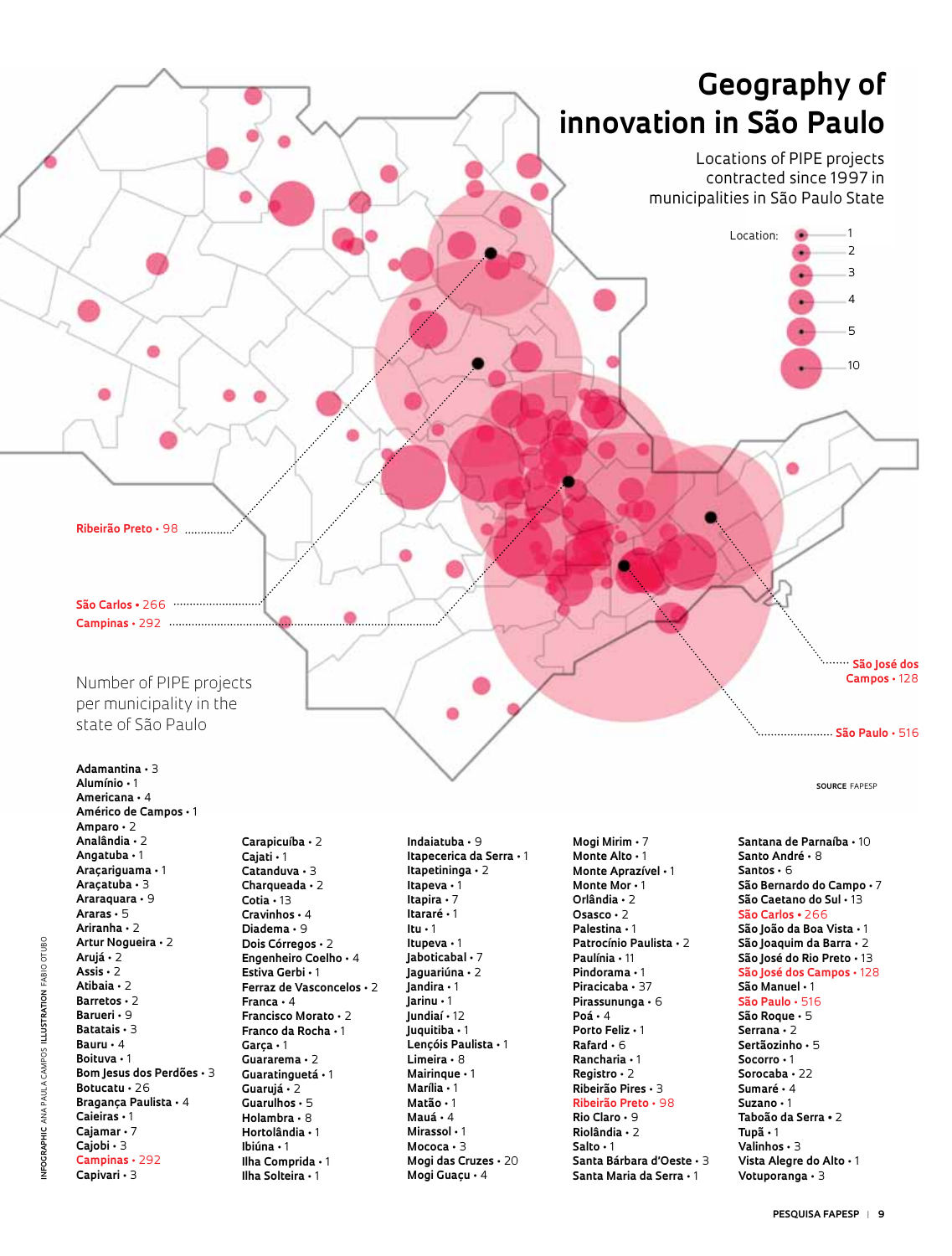# Geography of innovation in São Paulo

Locations of PIPE projects contracted since 1997 in municipalities in São Paulo State

Location:
1
2
3
4
5
10

Ribeirão Preto • 98

São Carlos • 266

Campinas • 292

São José dos Campos • 128

São Paulo • 516

Number of PIPE projects per municipality in the state of São Paulo

SOURCE FAPESP

**Adamantina** • 3
**Alumínio** • 1
**Americana** • 4
**Américo de Campos** • 1
**Amparo** • 2
**Analândia** • 2
**Angatuba** • 1
**Araçariguama** • 1
**Araçatuba** • 3
**Araraquara** • 9
**Araras** • 5
**Ariranha** • 2
**Artur Nogueira** • 2
**Arujá** • 2
**Assis** • 2
**Atibaia** • 2
**Barretos** • 2
**Barueri** • 9
**Batatais** • 3
**Bauru** • 4
**Boituva** • 1
**Bom Jesus dos Perdões** • 3
**Botucatu** • 26
**Bragança Paulista** • 4
**Caieiras** • 1
**Cajamar** • 7
**Cajobi** • 3
**Campinas** • 292
**Capivari** • 3
**Carapicuíba** • 2
**Cajati** • 1
**Catanduva** • 3
**Charqueada** • 2
**Cotia** • 13
**Cravinhos** • 4
**Diadema** • 9
**Dois Córregos** • 2
**Engenheiro Coelho** • 4
**Estiva Gerbi** • 1
**Ferraz de Vasconcelos** • 2
**Franca** • 4
**Francisco Morato** • 2
**Franco da Rocha** • 1
**Garça** • 1
**Guararema** • 2
**Guaratinguetá** • 1
**Guarujá** • 2
**Guarulhos** • 5
**Holambra** • 8
**Hortolândia** • 1
**Ibiúna** • 1
**Ilha Comprida** • 1
**Ilha Solteira** • 1
**Indaiatuba** • 9
**Itapecerica da Serra** • 1
**Itapetininga** • 2
**Itapeva** • 1
**Itapira** • 7
**Itararé** • 1
**Itu** • 1
**Itupeva** • 1
**Jaboticabal** • 7
**Jaguariúna** • 2
**Jandira** • 1
**Jarinu** • 1
**Jundiaí** • 12
**Juquitiba** • 1
**Lençóis Paulista** • 1
**Limeira** • 8
**Mairinque** • 1
**Marília** • 1
**Matão** • 1
**Mauá** • 4
**Mirassol** • 1
**Mococa** • 3
**Mogi das Cruzes** • 20
**Mogi Guaçu** • 4
**Mogi Mirim** • 7
**Monte Alto** • 1
**Monte Aprazível** • 1
**Monte Mor** • 1
**Orlândia** • 2
**Osasco** • 2
**Palestina** • 1
**Patrocínio Paulista** • 2
**Paulínia** • 11
**Pindorama** • 1
**Piracicaba** • 37
**Pirassununga** • 6
**Poá** • 4
**Porto Feliz** • 1
**Rafard** • 6
**Rancharia** • 1
**Registro** • 2
**Ribeirão Pires** • 3
**Ribeirão Preto** • 98
**Rio Claro** • 9
**Riolândia** • 2
**Salto** • 1
**Santa Bárbara d'Oeste** • 3
**Santa Maria da Serra** • 1
**Santana de Parnaíba** • 10
**Santo André** • 8
**Santos** • 6
**São Bernardo do Campo** • 7
**São Caetano do Sul** • 13
**São Carlos** • 266
**São João da Boa Vista** • 1
**São Joaquim da Barra** • 2
**São José do Rio Preto** • 13
**São José dos Campos** • 128
**São Manuel** • 1
**São Paulo** • 516
**São Roque** • 5
**Serrana** • 2
**Sertãozinho** • 5
**Socorro** • 1
**Sorocaba** • 22
**Sumaré** • 4
**Suzano** • 1
**Taboão da Serra** • 2
**Tupã** • 1
**Valinhos** • 3
**Vista Alegre do Alto** • 1
**Votuporanga** • 3

INFOGRAPHIC ANA PAULA CAMPOS ILLUSTRATION FABIO OTUBO